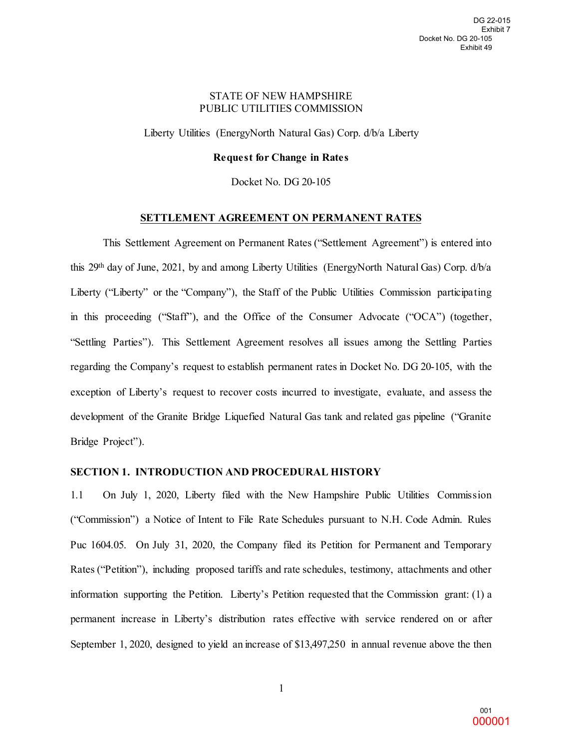STATE OF NEW HAMPSHIRE
PUBLIC UTILITIES COMMISSION

Liberty Utilities (EnergyNorth Natural Gas) Corp. d/b/a Liberty

**Request for Change in Rates**

Docket No. DG 20-105

## SETTLEMENT AGREEMENT ON PERMANENT RATES

This Settlement Agreement on Permanent Rates ("Settlement Agreement") is entered into this 29th day of June, 2021, by and among Liberty Utilities (EnergyNorth Natural Gas) Corp. d/b/a Liberty ("Liberty" or the "Company"), the Staff of the Public Utilities Commission participating in this proceeding ("Staff"), and the Office of the Consumer Advocate ("OCA") (together, "Settling Parties"). This Settlement Agreement resolves all issues among the Settling Parties regarding the Company's request to establish permanent rates in Docket No. DG 20-105, with the exception of Liberty's request to recover costs incurred to investigate, evaluate, and assess the development of the Granite Bridge Liquefied Natural Gas tank and related gas pipeline ("Granite Bridge Project").

### SECTION 1. INTRODUCTION AND PROCEDURAL HISTORY

1.1 On July 1, 2020, Liberty filed with the New Hampshire Public Utilities Commission ("Commission") a Notice of Intent to File Rate Schedules pursuant to N.H. Code Admin. Rules Puc 1604.05. On July 31, 2020, the Company filed its Petition for Permanent and Temporary Rates ("Petition"), including proposed tariffs and rate schedules, testimony, attachments and other information supporting the Petition. Liberty's Petition requested that the Commission grant: (1) a permanent increase in Liberty's distribution rates effective with service rendered on or after September 1, 2020, designed to yield an increase of $13,497,250 in annual revenue above the then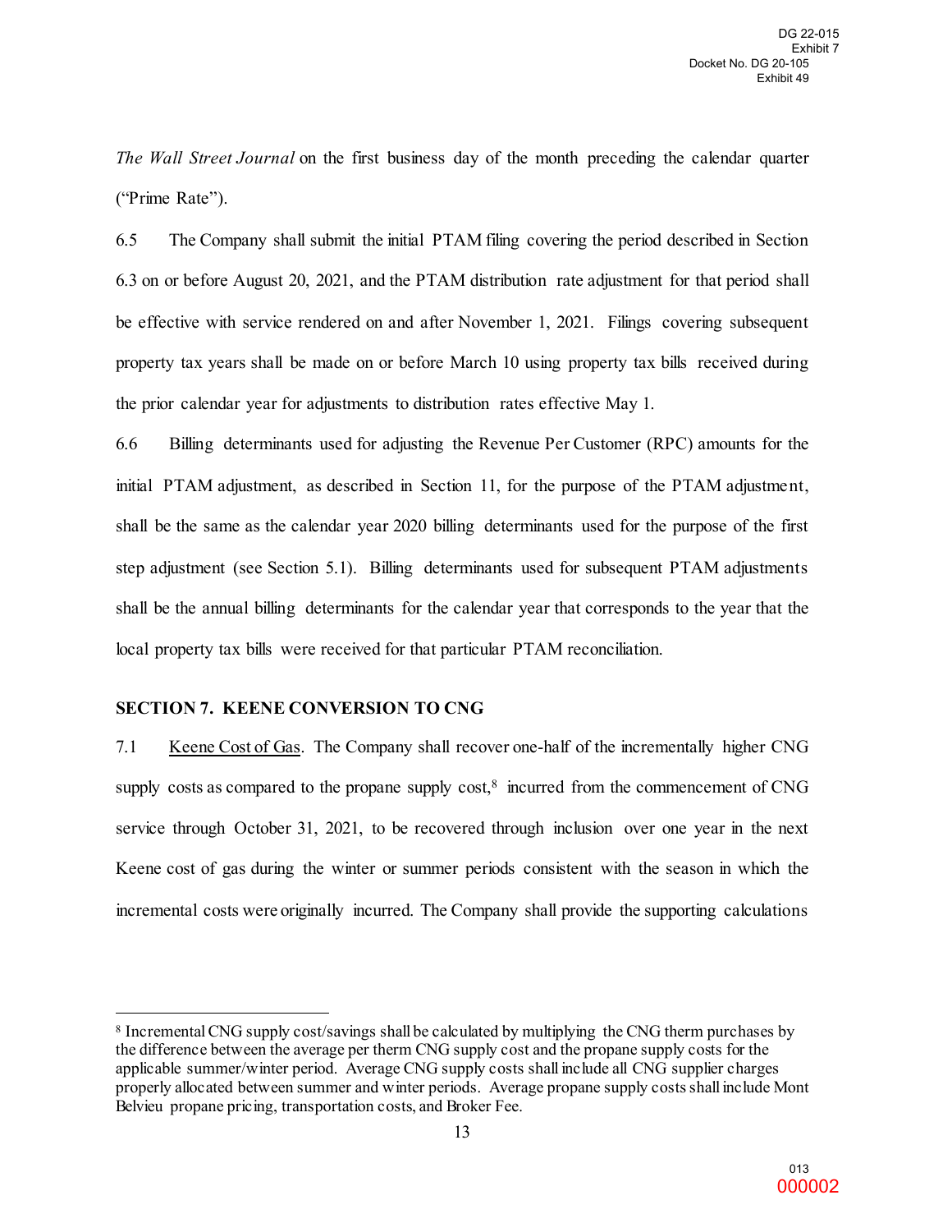*The Wall Street Journal* on the first business day of the month preceding the calendar quarter ("Prime Rate").

6.5 The Company shall submit the initial PTAM filing covering the period described in Section 6.3 on or before August 20, 2021, and the PTAM distribution rate adjustment for that period shall be effective with service rendered on and after November 1, 2021. Filings covering subsequent property tax years shall be made on or before March 10 using property tax bills received during the prior calendar year for adjustments to distribution rates effective May 1.

6.6 Billing determinants used for adjusting the Revenue Per Customer (RPC) amounts for the initial PTAM adjustment, as described in Section 11, for the purpose of the PTAM adjustment, shall be the same as the calendar year 2020 billing determinants used for the purpose of the first step adjustment (see Section 5.1). Billing determinants used for subsequent PTAM adjustments shall be the annual billing determinants for the calendar year that corresponds to the year that the local property tax bills were received for that particular PTAM reconciliation.

## SECTION 7. KEENE CONVERSION TO CNG

7.1 Keene Cost of Gas. The Company shall recover one-half of the incrementally higher CNG supply costs as compared to the propane supply cost,[8] incurred from the commencement of CNG service through October 31, 2021, to be recovered through inclusion over one year in the next Keene cost of gas during the winter or summer periods consistent with the season in which the incremental costs were originally incurred. The Company shall provide the supporting calculations

[8] Incremental CNG supply cost/savings shall be calculated by multiplying the CNG therm purchases by the difference between the average per therm CNG supply cost and the propane supply costs for the applicable summer/winter period. Average CNG supply costs shall include all CNG supplier charges properly allocated between summer and winter periods. Average propane supply costs shall include Mont Belvieu propane pricing, transportation costs, and Broker Fee.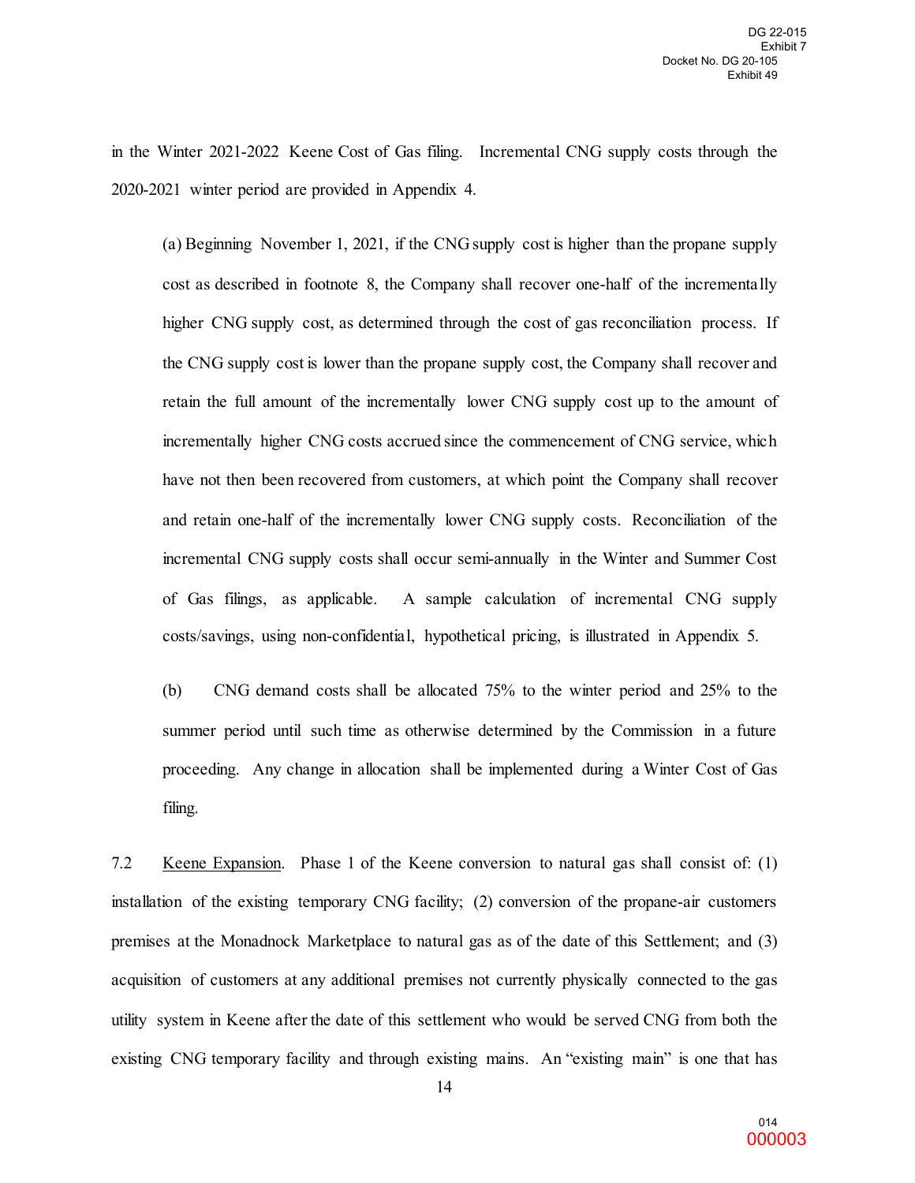in the Winter 2021-2022 Keene Cost of Gas filing. Incremental CNG supply costs through the 2020-2021 winter period are provided in Appendix 4.

(a) Beginning November 1, 2021, if the CNG supply cost is higher than the propane supply cost as described in footnote 8, the Company shall recover one-half of the incrementally higher CNG supply cost, as determined through the cost of gas reconciliation process. If the CNG supply cost is lower than the propane supply cost, the Company shall recover and retain the full amount of the incrementally lower CNG supply cost up to the amount of incrementally higher CNG costs accrued since the commencement of CNG service, which have not then been recovered from customers, at which point the Company shall recover and retain one-half of the incrementally lower CNG supply costs. Reconciliation of the incremental CNG supply costs shall occur semi-annually in the Winter and Summer Cost of Gas filings, as applicable. A sample calculation of incremental CNG supply costs/savings, using non-confidential, hypothetical pricing, is illustrated in Appendix 5.

(b) CNG demand costs shall be allocated 75% to the winter period and 25% to the summer period until such time as otherwise determined by the Commission in a future proceeding. Any change in allocation shall be implemented during a Winter Cost of Gas filing.

7.2 Keene Expansion. Phase 1 of the Keene conversion to natural gas shall consist of: (1) installation of the existing temporary CNG facility; (2) conversion of the propane-air customers premises at the Monadnock Marketplace to natural gas as of the date of this Settlement; and (3) acquisition of customers at any additional premises not currently physically connected to the gas utility system in Keene after the date of this settlement who would be served CNG from both the existing CNG temporary facility and through existing mains. An "existing main" is one that has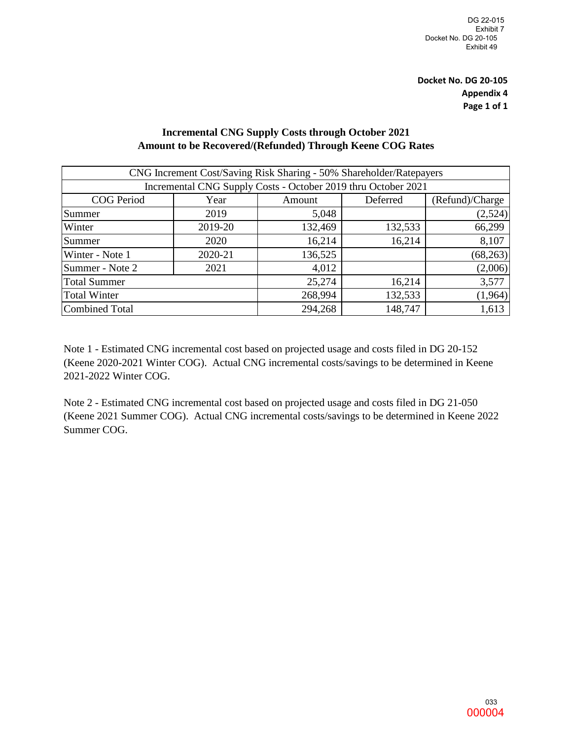DG 22-015
Exhibit 7
Docket No. DG 20-105
Exhibit 49

**Docket No. DG 20-105**
**Appendix 4**
**Page 1 of 1**

## Incremental CNG Supply Costs through October 2021
## Amount to be Recovered/(Refunded) Through Keene COG Rates

| CNG Increment Cost/Saving Risk Sharing - 50% Shareholder/Ratepayers | | | | |
|---|---|---|---|---|
| Incremental CNG Supply Costs - October 2019 thru October 2021 | | | | |
| COG Period | Year | Amount | Deferred | (Refund)/Charge |
| Summer | 2019 | 5,048 | | (2,524) |
| Winter | 2019-20 | 132,469 | 132,533 | 66,299 |
| Summer | 2020 | 16,214 | 16,214 | 8,107 |
| Winter - Note 1 | 2020-21 | 136,525 | | (68,263) |
| Summer - Note 2 | 2021 | 4,012 | | (2,006) |
| Total Summer | | 25,274 | 16,214 | 3,577 |
| Total Winter | | 268,994 | 132,533 | (1,964) |
| Combined Total | | 294,268 | 148,747 | 1,613 |

Note 1 - Estimated CNG incremental cost based on projected usage and costs filed in DG 20-152 (Keene 2020-2021 Winter COG). Actual CNG incremental costs/savings to be determined in Keene 2021-2022 Winter COG.

Note 2 - Estimated CNG incremental cost based on projected usage and costs filed in DG 21-050 (Keene 2021 Summer COG). Actual CNG incremental costs/savings to be determined in Keene 2022 Summer COG.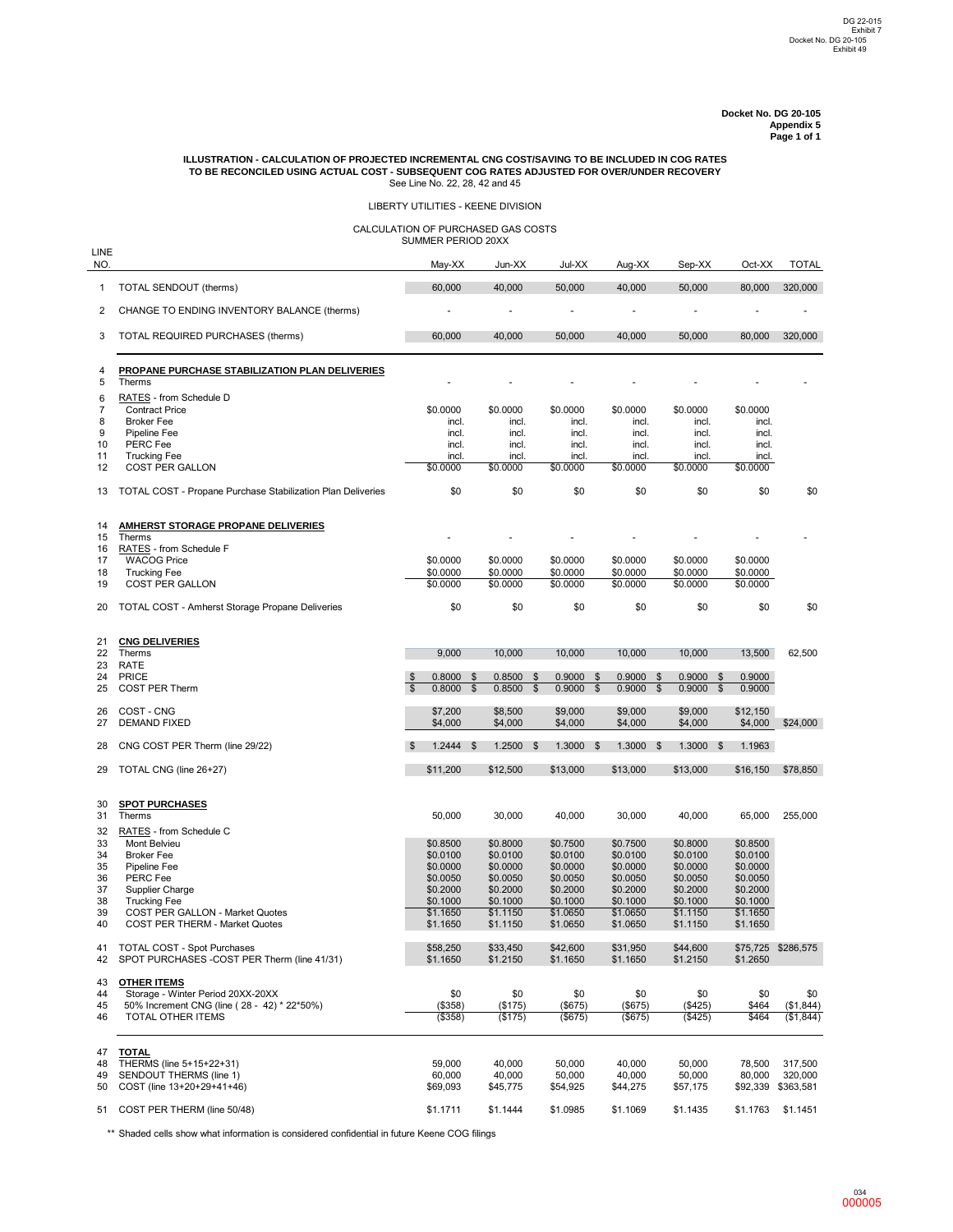DG 22-015
Exhibit 7
Docket No. DG 20-105
Exhibit 49

**Docket No. DG 20-105**
**Appendix 5**
**Page 1 of 1**

**ILLUSTRATION - CALCULATION OF PROJECTED INCREMENTAL CNG COST/SAVING TO BE INCLUDED IN COG RATES**
**TO BE RECONCILED USING ACTUAL COST - SUBSEQUENT COG RATES ADJUSTED FOR OVER/UNDER RECOVERY**
See Line No. 22, 28, 42 and 45

LIBERTY UTILITIES - KEENE DIVISION

CALCULATION OF PURCHASED GAS COSTS
SUMMER PERIOD 20XX

| LINE NO. | | May-XX | Jun-XX | Jul-XX | Aug-XX | Sep-XX | Oct-XX | TOTAL |
|---|---|---|---|---|---|---|---|---|
| 1 | TOTAL SENDOUT (therms) | 60,000 | 40,000 | 50,000 | 40,000 | 50,000 | 80,000 | 320,000 |
| 2 | CHANGE TO ENDING INVENTORY BALANCE (therms) | - | - | - | - | - | - | - |
| 3 | TOTAL REQUIRED PURCHASES (therms) | 60,000 | 40,000 | 50,000 | 40,000 | 50,000 | 80,000 | 320,000 |
| 4 | **PROPANE PURCHASE STABILIZATION PLAN DELIVERIES** | | | | | | | |
| 5 | Therms | - | - | - | - | - | - | - |
| 6 | RATES - from Schedule D | | | | | | | |
| 7 | Contract Price | $0.0000 | $0.0000 | $0.0000 | $0.0000 | $0.0000 | $0.0000 | |
| 8 | Broker Fee | incl. | incl. | incl. | incl. | incl. | incl. | |
| 9 | Pipeline Fee | incl. | incl. | incl. | incl. | incl. | incl. | |
| 10 | PERC Fee | incl. | incl. | incl. | incl. | incl. | incl. | |
| 11 | Trucking Fee | incl. | incl. | incl. | incl. | incl. | incl. | |
| 12 | COST PER GALLON | $0.0000 | $0.0000 | $0.0000 | $0.0000 | $0.0000 | $0.0000 | |
| 13 | TOTAL COST - Propane Purchase Stabilization Plan Deliveries | $0 | $0 | $0 | $0 | $0 | $0 | $0 |
| 14 | **AMHERST STORAGE PROPANE DELIVERIES** | | | | | | | |
| 15 | Therms | - | - | - | - | - | - | - |
| 16 | RATES - from Schedule F | | | | | | | |
| 17 | WACOG Price | $0.0000 | $0.0000 | $0.0000 | $0.0000 | $0.0000 | $0.0000 | |
| 18 | Trucking Fee | $0.0000 | $0.0000 | $0.0000 | $0.0000 | $0.0000 | $0.0000 | |
| 19 | COST PER GALLON | $0.0000 | $0.0000 | $0.0000 | $0.0000 | $0.0000 | $0.0000 | |
| 20 | TOTAL COST - Amherst Storage Propane Deliveries | $0 | $0 | $0 | $0 | $0 | $0 | $0 |
| 21 | **CNG DELIVERIES** | | | | | | | |
| 22 | Therms | 9,000 | 10,000 | 10,000 | 10,000 | 10,000 | 13,500 | 62,500 |
| 23 | RATE | | | | | | | |
| 24 | PRICE | $ 0.8000 | $ 0.8500 | $ 0.9000 | $ 0.9000 | $ 0.9000 | $ 0.9000 | |
| 25 | COST PER Therm | $ 0.8000 | $ 0.8500 | $ 0.9000 | $ 0.9000 | $ 0.9000 | $ 0.9000 | |
| 26 | COST - CNG | $7,200 | $8,500 | $9,000 | $9,000 | $9,000 | $12,150 | |
| 27 | DEMAND FIXED | $4,000 | $4,000 | $4,000 | $4,000 | $4,000 | $4,000 | $24,000 |
| 28 | CNG COST PER Therm (line 29/22) | $ 1.2444 | $ 1.2500 | $ 1.3000 | $ 1.3000 | $ 1.3000 | $ 1.1963 | |
| 29 | TOTAL CNG (line 26+27) | $11,200 | $12,500 | $13,000 | $13,000 | $13,000 | $16,150 | $78,850 |
| 30 | **SPOT PURCHASES** | | | | | | | |
| 31 | Therms | 50,000 | 30,000 | 40,000 | 30,000 | 40,000 | 65,000 | 255,000 |
| 32 | RATES - from Schedule C | | | | | | | |
| 33 | Mont Belvieu | $0.8500 | $0.8000 | $0.7500 | $0.7500 | $0.8000 | $0.8500 | |
| 34 | Broker Fee | $0.0100 | $0.0100 | $0.0100 | $0.0100 | $0.0100 | $0.0100 | |
| 35 | Pipeline Fee | $0.0000 | $0.0000 | $0.0000 | $0.0000 | $0.0000 | $0.0000 | |
| 36 | PERC Fee | $0.0050 | $0.0050 | $0.0050 | $0.0050 | $0.0050 | $0.0050 | |
| 37 | Supplier Charge | $0.2000 | $0.2000 | $0.2000 | $0.2000 | $0.2000 | $0.2000 | |
| 38 | Trucking Fee | $0.1000 | $0.1000 | $0.1000 | $0.1000 | $0.1000 | $0.1000 | |
| 39 | COST PER GALLON - Market Quotes | $1.1650 | $1.1150 | $1.0650 | $1.0650 | $1.1150 | $1.1650 | |
| 40 | COST PER THERM - Market Quotes | $1.1650 | $1.1150 | $1.0650 | $1.0650 | $1.1150 | $1.1650 | |
| 41 | TOTAL COST - Spot Purchases | $58,250 | $33,450 | $42,600 | $31,950 | $44,600 | $75,725 | $286,575 |
| 42 | SPOT PURCHASES -COST PER Therm (line 41/31) | $1.1650 | $1.2150 | $1.1650 | $1.0650 | $1.2150 | $1.2650 | |
| 43 | **OTHER ITEMS** | | | | | | | |
| 44 | Storage - Winter Period 20XX-20XX | $0 | $0 | $0 | $0 | $0 | $0 | $0 |
| 45 | 50% Increment CNG (line ( 28 - 42) * 22*50%) | ($358) | ($175) | ($675) | ($675) | ($425) | $464 | ($1,844) |
| 46 | TOTAL OTHER ITEMS | ($358) | ($175) | ($675) | ($675) | ($425) | $464 | ($1,844) |
| 47 | **TOTAL** | | | | | | | |
| 48 | THERMS (line 5+15+22+31) | 59,000 | 40,000 | 50,000 | 40,000 | 50,000 | 78,500 | 317,500 |
| 49 | SENDOUT THERMS (line 1) | 60,000 | 40,000 | 50,000 | 40,000 | 50,000 | 80,000 | 320,000 |
| 50 | COST (line 13+20+29+41+46) | $69,093 | $45,775 | $54,925 | $44,275 | $57,175 | $92,339 | $363,581 |
| 51 | COST PER THERM (line 50/48) | $1.1711 | $1.1444 | $1.0985 | $1.1069 | $1.1435 | $1.1763 | $1.1451 |

** Shaded cells show what information is considered confidential in future Keene COG filings

034
000005